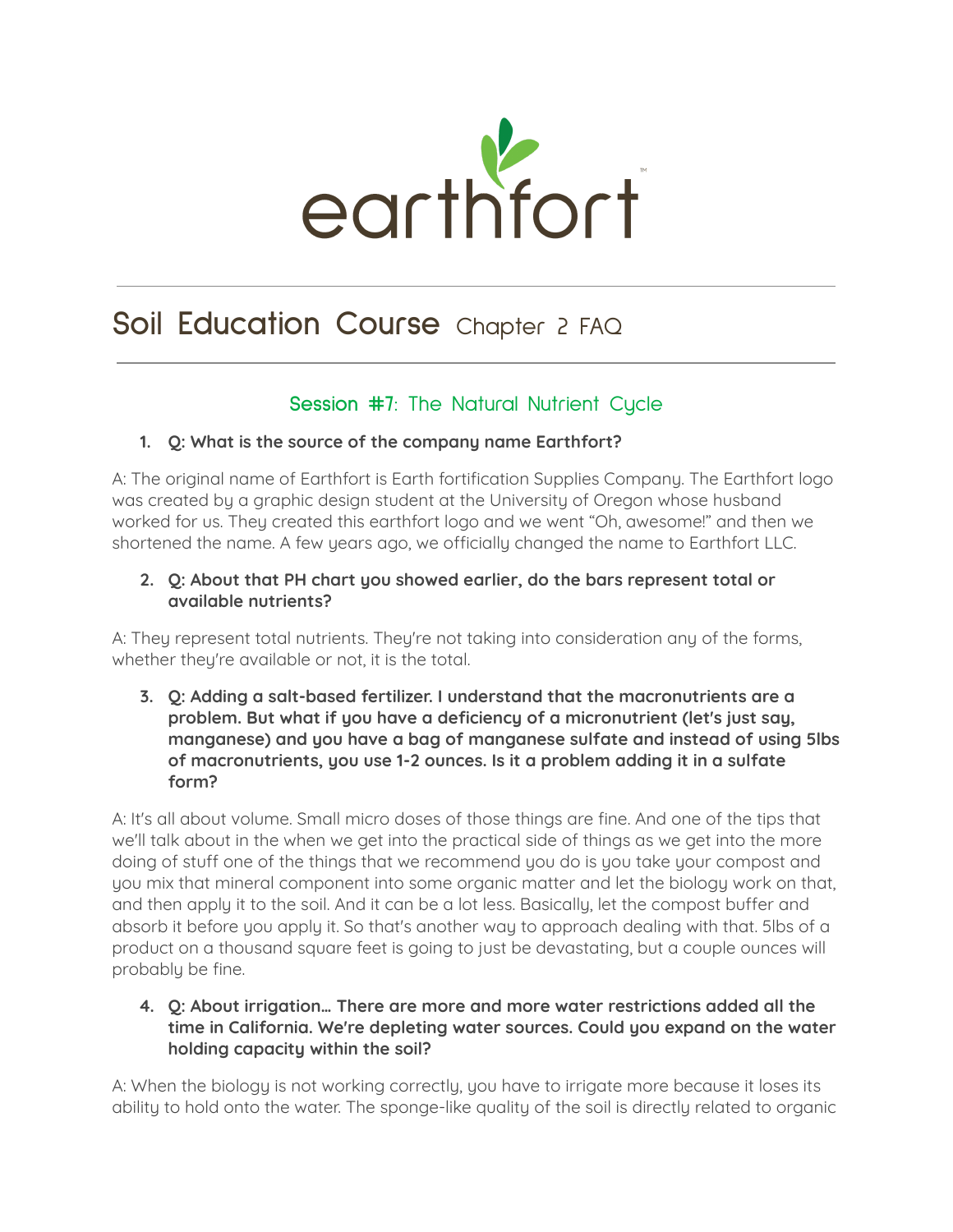earthfort

# Soil Education Course Chapter 2 FAQ

## Session #7: The Natural Nutrient Cycle

1. **Q: What is the source of the company name Earthfort?**

A: The original name of Earthfort is Earth fortification Supplies Company. The Earthfort logo was created by a graphic design student at the University of Oregon whose husband worked for us. They created this earthfort logo and we went "Oh, awesome!" and then we shortened the name. A few years ago, we officially changed the name to Earthfort LLC.

2. **Q: About that PH chart you showed earlier, do the bars represent total or available nutrients?**

A: They represent total nutrients. They're not taking into consideration any of the forms, whether they're available or not, it is the total.

3. **Q: Adding a salt-based fertilizer. I understand that the macronutrients are a problem. But what if you have a deficiency of a micronutrient (let's just say, manganese) and you have a bag of manganese sulfate and instead of using 5lbs of macronutrients, you use 1-2 ounces. Is it a problem adding it in a sulfate form?**

A: It's all about volume. Small micro doses of those things are fine. And one of the tips that we'll talk about in the when we get into the practical side of things as we get into the more doing of stuff one of the things that we recommend you do is you take your compost and you mix that mineral component into some organic matter and let the biology work on that, and then apply it to the soil. And it can be a lot less. Basically, let the compost buffer and absorb it before you apply it. So that's another way to approach dealing with that. 5lbs of a product on a thousand square feet is going to just be devastating, but a couple ounces will probably be fine.

4. **Q: About irrigation… There are more and more water restrictions added all the time in California. We're depleting water sources. Could you expand on the water holding capacity within the soil?**

A: When the biology is not working correctly, you have to irrigate more because it loses its ability to hold onto the water. The sponge-like quality of the soil is directly related to organic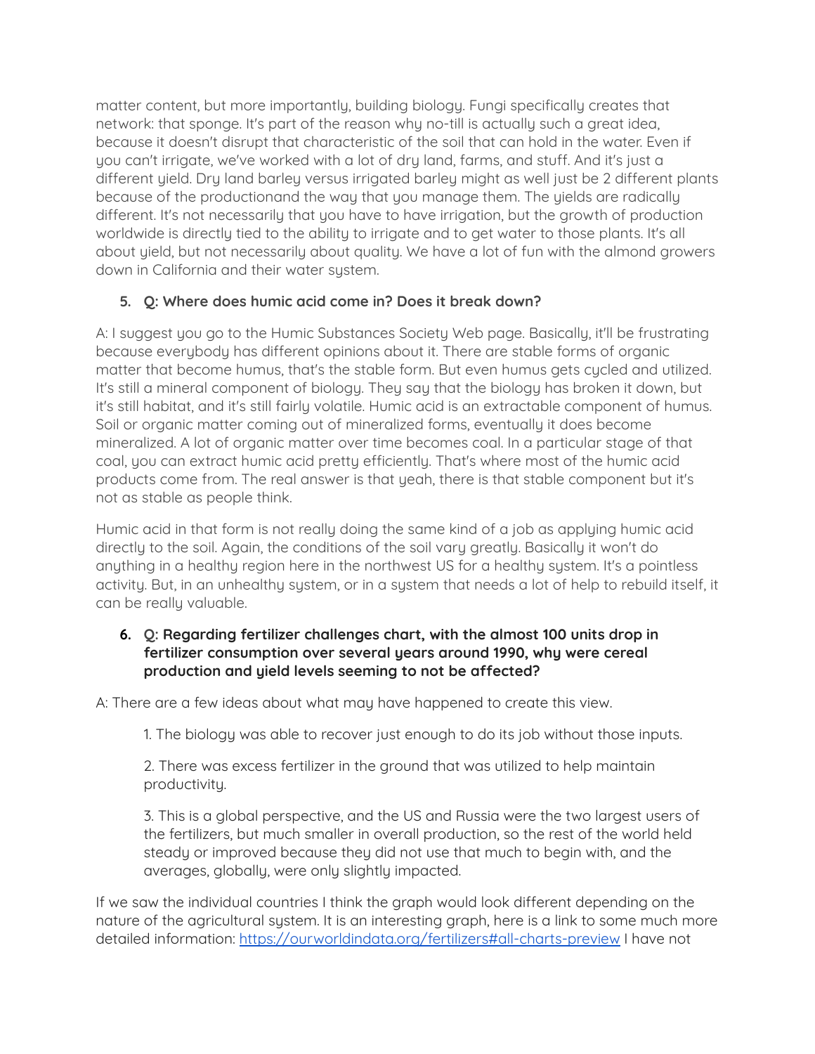matter content, but more importantly, building biology. Fungi specifically creates that network: that sponge. It's part of the reason why no-till is actually such a great idea, because it doesn't disrupt that characteristic of the soil that can hold in the water. Even if you can't irrigate, we've worked with a lot of dry land, farms, and stuff. And it's just a different yield. Dry land barley versus irrigated barley might as well just be 2 different plants because of the productionand the way that you manage them. The yields are radically different. It's not necessarily that you have to have irrigation, but the growth of production worldwide is directly tied to the ability to irrigate and to get water to those plants. It's all about yield, but not necessarily about quality. We have a lot of fun with the almond growers down in California and their water system.

5. **Q: Where does humic acid come in? Does it break down?**

A: I suggest you go to the Humic Substances Society Web page. Basically, it'll be frustrating because everybody has different opinions about it. There are stable forms of organic matter that become humus, that's the stable form. But even humus gets cycled and utilized. It's still a mineral component of biology. They say that the biology has broken it down, but it's still habitat, and it's still fairly volatile. Humic acid is an extractable component of humus. Soil or organic matter coming out of mineralized forms, eventually it does become mineralized. A lot of organic matter over time becomes coal. In a particular stage of that coal, you can extract humic acid pretty efficiently. That's where most of the humic acid products come from. The real answer is that yeah, there is that stable component but it's not as stable as people think.

Humic acid in that form is not really doing the same kind of a job as applying humic acid directly to the soil. Again, the conditions of the soil vary greatly. Basically it won't do anything in a healthy region here in the northwest US for a healthy system. It's a pointless activity. But, in an unhealthy system, or in a system that needs a lot of help to rebuild itself, it can be really valuable.

6. **Q: Regarding fertilizer challenges chart, with the almost 100 units drop in fertilizer consumption over several years around 1990, why were cereal production and yield levels seeming to not be affected?**

A: There are a few ideas about what may have happened to create this view.

> 1. The biology was able to recover just enough to do its job without those inputs.
>
> 2. There was excess fertilizer in the ground that was utilized to help maintain productivity.
>
> 3. This is a global perspective, and the US and Russia were the two largest users of the fertilizers, but much smaller in overall production, so the rest of the world held steady or improved because they did not use that much to begin with, and the averages, globally, were only slightly impacted.

If we saw the individual countries I think the graph would look different depending on the nature of the agricultural system. It is an interesting graph, here is a link to some much more detailed information: [https://ourworldindata.org/fertilizers#all-charts-preview](https://ourworldindata.org/fertilizers#all-charts-preview) I have not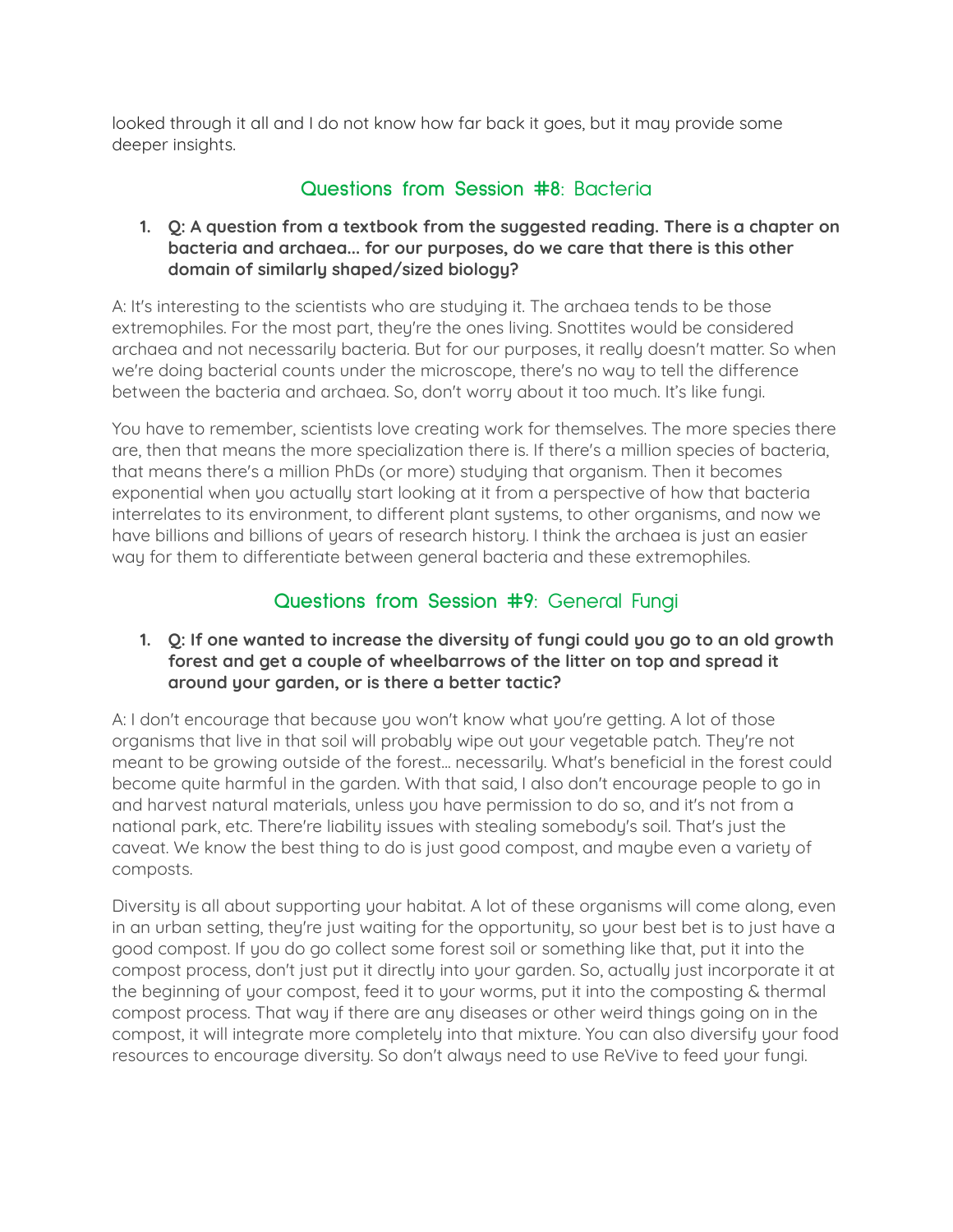looked through it all and I do not know how far back it goes, but it may provide some deeper insights.

## Questions from Session #8: Bacteria

1. **Q: A question from a textbook from the suggested reading. There is a chapter on bacteria and archaea… for our purposes, do we care that there is this other domain of similarly shaped/sized biology?**

A: It's interesting to the scientists who are studying it. The archaea tends to be those extremophiles. For the most part, they're the ones living. Snottites would be considered archaea and not necessarily bacteria. But for our purposes, it really doesn't matter. So when we're doing bacterial counts under the microscope, there's no way to tell the difference between the bacteria and archaea. So, don't worry about it too much. It's like fungi.

You have to remember, scientists love creating work for themselves. The more species there are, then that means the more specialization there is. If there's a million species of bacteria, that means there's a million PhDs (or more) studying that organism. Then it becomes exponential when you actually start looking at it from a perspective of how that bacteria interrelates to its environment, to different plant systems, to other organisms, and now we have billions and billions of years of research history. I think the archaea is just an easier way for them to differentiate between general bacteria and these extremophiles.

## Questions from Session #9: General Fungi

1. **Q: If one wanted to increase the diversity of fungi could you go to an old growth forest and get a couple of wheelbarrows of the litter on top and spread it around your garden, or is there a better tactic?**

A: I don't encourage that because you won't know what you're getting. A lot of those organisms that live in that soil will probably wipe out your vegetable patch. They're not meant to be growing outside of the forest… necessarily. What's beneficial in the forest could become quite harmful in the garden. With that said, I also don't encourage people to go in and harvest natural materials, unless you have permission to do so, and it's not from a national park, etc. There're liability issues with stealing somebody's soil. That's just the caveat. We know the best thing to do is just good compost, and maybe even a variety of composts.

Diversity is all about supporting your habitat. A lot of these organisms will come along, even in an urban setting, they're just waiting for the opportunity, so your best bet is to just have a good compost. If you do go collect some forest soil or something like that, put it into the compost process, don't just put it directly into your garden. So, actually just incorporate it at the beginning of your compost, feed it to your worms, put it into the composting & thermal compost process. That way if there are any diseases or other weird things going on in the compost, it will integrate more completely into that mixture. You can also diversify your food resources to encourage diversity. So don't always need to use ReVive to feed your fungi.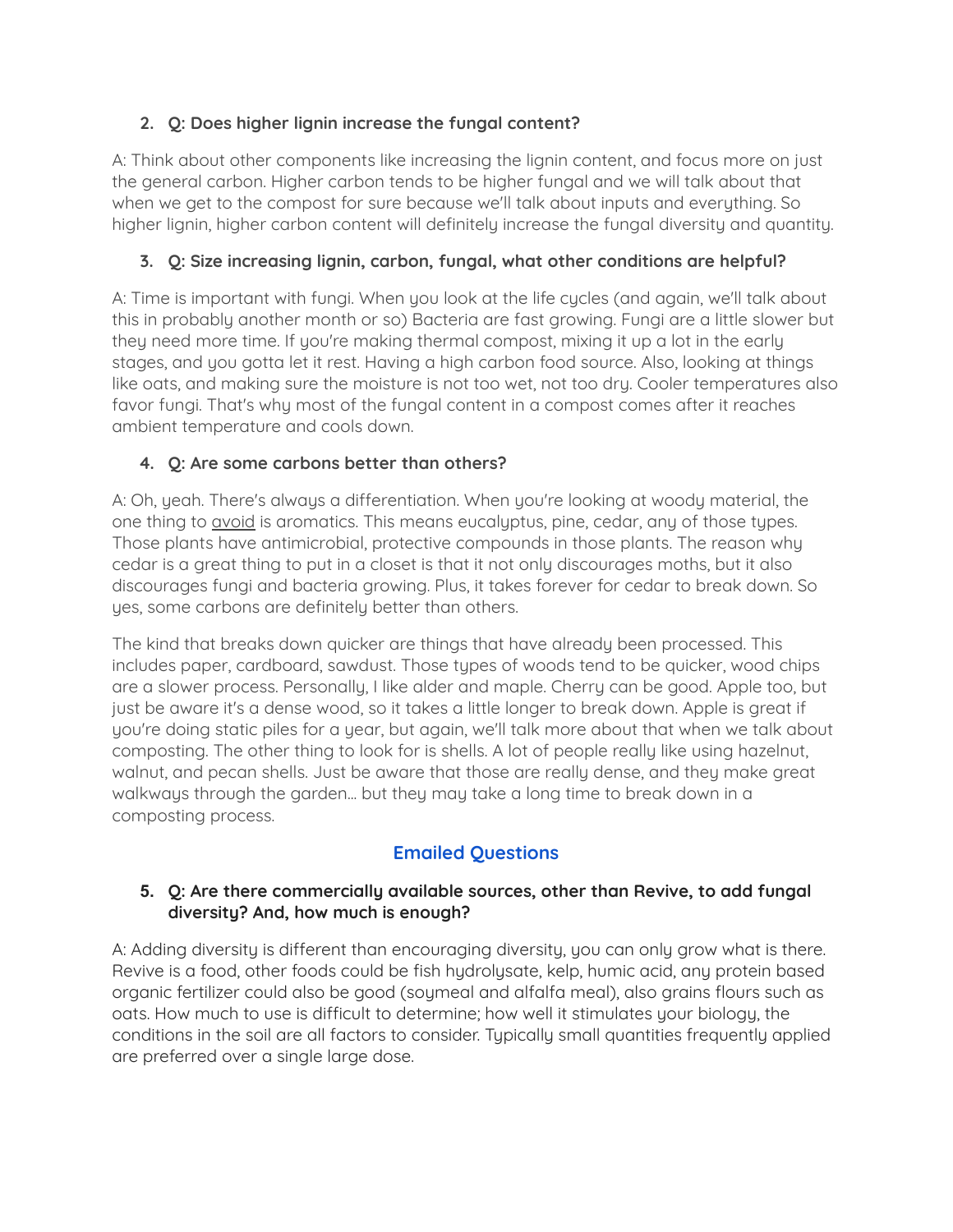2. **Q: Does higher lignin increase the fungal content?**

A: Think about other components like increasing the lignin content, and focus more on just the general carbon. Higher carbon tends to be higher fungal and we will talk about that when we get to the compost for sure because we'll talk about inputs and everything. So higher lignin, higher carbon content will definitely increase the fungal diversity and quantity.

3. **Q: Size increasing lignin, carbon, fungal, what other conditions are helpful?**

A: Time is important with fungi. When you look at the life cycles (and again, we'll talk about this in probably another month or so) Bacteria are fast growing. Fungi are a little slower but they need more time. If you're making thermal compost, mixing it up a lot in the early stages, and you gotta let it rest. Having a high carbon food source. Also, looking at things like oats, and making sure the moisture is not too wet, not too dry. Cooler temperatures also favor fungi. That's why most of the fungal content in a compost comes after it reaches ambient temperature and cools down.

4. **Q: Are some carbons better than others?**

A: Oh, yeah. There's always a differentiation. When you're looking at woody material, the one thing to <u>avoid</u> is aromatics. This means eucalyptus, pine, cedar, any of those types. Those plants have antimicrobial, protective compounds in those plants. The reason why cedar is a great thing to put in a closet is that it not only discourages moths, but it also discourages fungi and bacteria growing. Plus, it takes forever for cedar to break down. So yes, some carbons are definitely better than others.

The kind that breaks down quicker are things that have already been processed. This includes paper, cardboard, sawdust. Those types of woods tend to be quicker, wood chips are a slower process. Personally, I like alder and maple. Cherry can be good. Apple too, but just be aware it's a dense wood, so it takes a little longer to break down. Apple is great if you're doing static piles for a year, but again, we'll talk more about that when we talk about composting. The other thing to look for is shells. A lot of people really like using hazelnut, walnut, and pecan shells. Just be aware that those are really dense, and they make great walkways through the garden… but they may take a long time to break down in a composting process.

## Emailed Questions

5. **Q: Are there commercially available sources, other than Revive, to add fungal diversity? And, how much is enough?**

A: Adding diversity is different than encouraging diversity, you can only grow what is there. Revive is a food, other foods could be fish hydrolysate, kelp, humic acid, any protein based organic fertilizer could also be good (soymeal and alfalfa meal), also grains flours such as oats. How much to use is difficult to determine; how well it stimulates your biology, the conditions in the soil are all factors to consider. Typically small quantities frequently applied are preferred over a single large dose.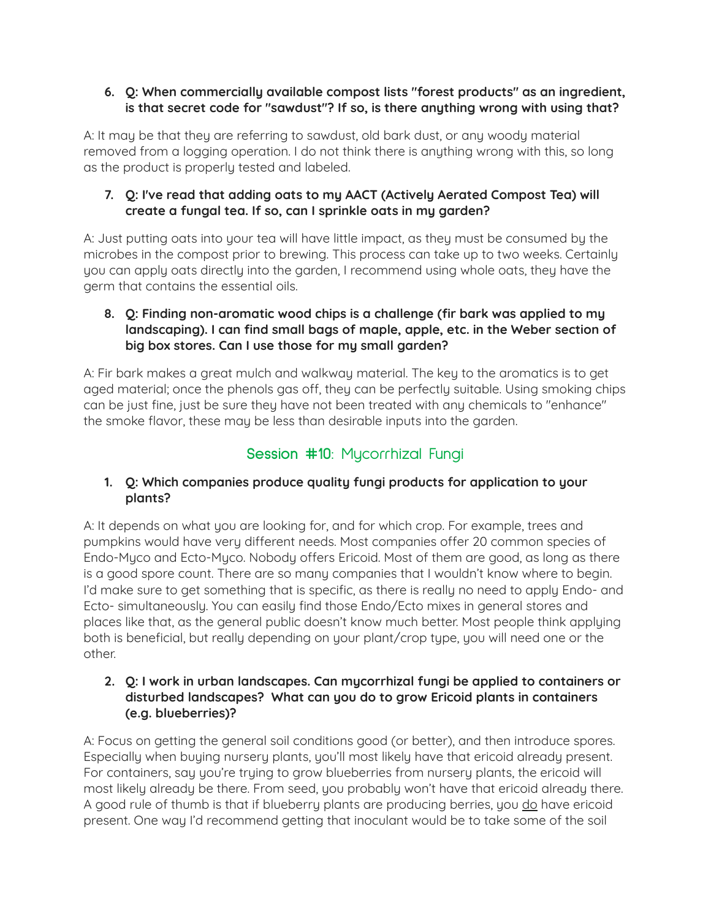6. **Q: When commercially available compost lists "forest products" as an ingredient, is that secret code for "sawdust"? If so, is there anything wrong with using that?**

A: It may be that they are referring to sawdust, old bark dust, or any woody material removed from a logging operation. I do not think there is anything wrong with this, so long as the product is properly tested and labeled.

7. **Q: I've read that adding oats to my AACT (Actively Aerated Compost Tea) will create a fungal tea. If so, can I sprinkle oats in my garden?**

A: Just putting oats into your tea will have little impact, as they must be consumed by the microbes in the compost prior to brewing. This process can take up to two weeks. Certainly you can apply oats directly into the garden, I recommend using whole oats, they have the germ that contains the essential oils.

8. **Q: Finding non-aromatic wood chips is a challenge (fir bark was applied to my landscaping). I can find small bags of maple, apple, etc. in the Weber section of big box stores. Can I use those for my small garden?**

A: Fir bark makes a great mulch and walkway material. The key to the aromatics is to get aged material; once the phenols gas off, they can be perfectly suitable. Using smoking chips can be just fine, just be sure they have not been treated with any chemicals to "enhance" the smoke flavor, these may be less than desirable inputs into the garden.

## Session #10: Mycorrhizal Fungi

1. **Q: Which companies produce quality fungi products for application to your plants?**

A: It depends on what you are looking for, and for which crop. For example, trees and pumpkins would have very different needs. Most companies offer 20 common species of Endo-Myco and Ecto-Myco. Nobody offers Ericoid. Most of them are good, as long as there is a good spore count. There are so many companies that I wouldn't know where to begin. I'd make sure to get something that is specific, as there is really no need to apply Endo- and Ecto- simultaneously. You can easily find those Endo/Ecto mixes in general stores and places like that, as the general public doesn't know much better. Most people think applying both is beneficial, but really depending on your plant/crop type, you will need one or the other.

2. **Q: I work in urban landscapes. Can mycorrhizal fungi be applied to containers or disturbed landscapes? What can you do to grow Ericoid plants in containers (e.g. blueberries)?**

A: Focus on getting the general soil conditions good (or better), and then introduce spores. Especially when buying nursery plants, you'll most likely have that ericoid already present. For containers, say you're trying to grow blueberries from nursery plants, the ericoid will most likely already be there. From seed, you probably won't have that ericoid already there. A good rule of thumb is that if blueberry plants are producing berries, you <u>do</u> have ericoid present. One way I'd recommend getting that inoculant would be to take some of the soil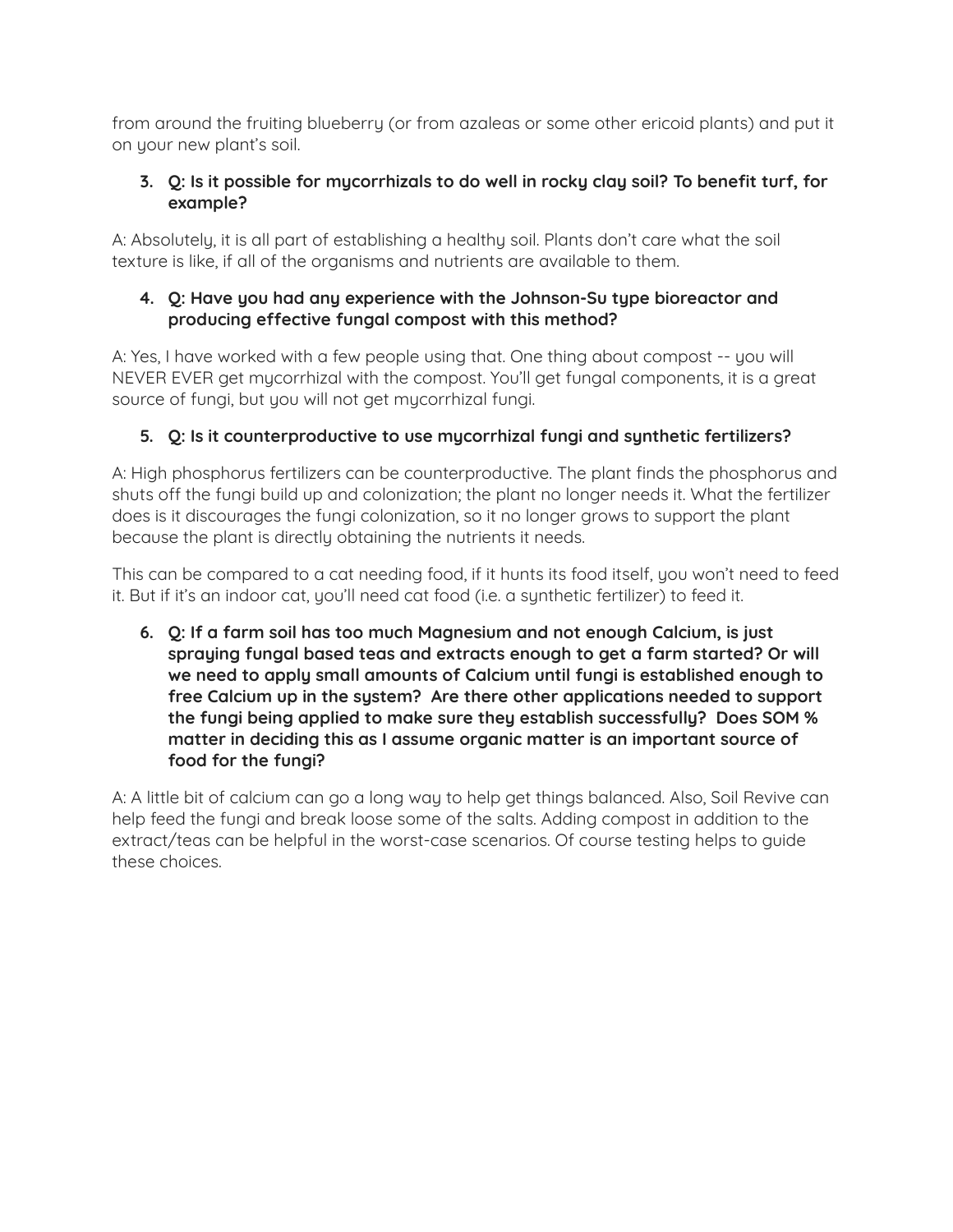from around the fruiting blueberry (or from azaleas or some other ericoid plants) and put it on your new plant's soil.

3. **Q: Is it possible for mycorrhizals to do well in rocky clay soil? To benefit turf, for example?**

A: Absolutely, it is all part of establishing a healthy soil. Plants don't care what the soil texture is like, if all of the organisms and nutrients are available to them.

4. **Q: Have you had any experience with the Johnson-Su type bioreactor and producing effective fungal compost with this method?**

A: Yes, I have worked with a few people using that. One thing about compost -- you will NEVER EVER get mycorrhizal with the compost. You'll get fungal components, it is a great source of fungi, but you will not get mycorrhizal fungi.

5. **Q: Is it counterproductive to use mycorrhizal fungi and synthetic fertilizers?**

A: High phosphorus fertilizers can be counterproductive. The plant finds the phosphorus and shuts off the fungi build up and colonization; the plant no longer needs it. What the fertilizer does is it discourages the fungi colonization, so it no longer grows to support the plant because the plant is directly obtaining the nutrients it needs.

This can be compared to a cat needing food, if it hunts its food itself, you won't need to feed it. But if it's an indoor cat, you'll need cat food (i.e. a synthetic fertilizer) to feed it.

6. **Q: If a farm soil has too much Magnesium and not enough Calcium, is just spraying fungal based teas and extracts enough to get a farm started? Or will we need to apply small amounts of Calcium until fungi is established enough to free Calcium up in the system? Are there other applications needed to support the fungi being applied to make sure they establish successfully? Does SOM % matter in deciding this as I assume organic matter is an important source of food for the fungi?**

A: A little bit of calcium can go a long way to help get things balanced. Also, Soil Revive can help feed the fungi and break loose some of the salts. Adding compost in addition to the extract/teas can be helpful in the worst-case scenarios. Of course testing helps to guide these choices.